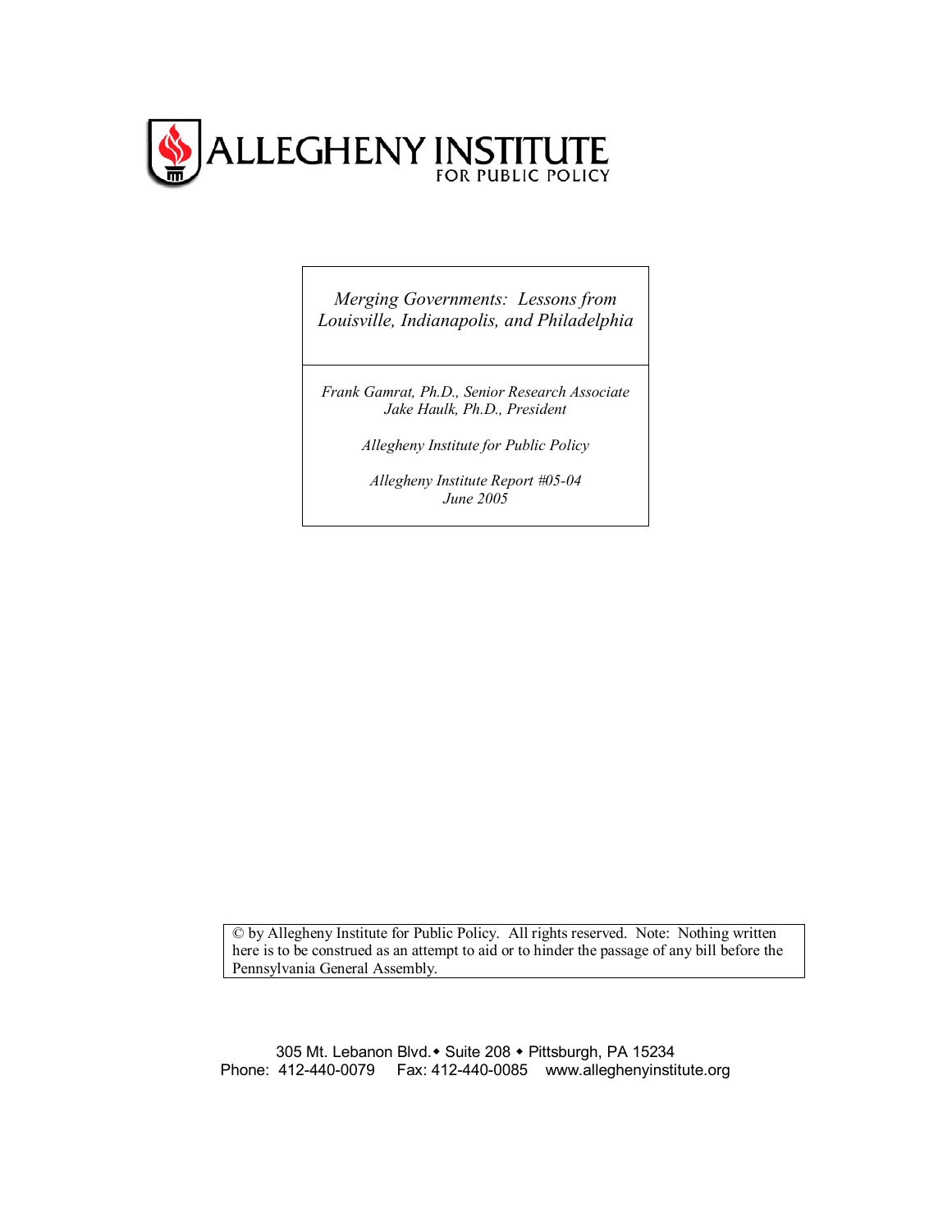# ALLEGHENY INSTITUTE FOR PUBLIC POLICY

*Merging Governments: Lessons from Louisville, Indianapolis, and Philadelphia*

*Frank Gamrat, Ph.D., Senior Research Associate*
*Jake Haulk, Ph.D., President*

*Allegheny Institute for Public Policy*

*Allegheny Institute Report #05-04*
*June 2005*

© by Allegheny Institute for Public Policy. All rights reserved. Note: Nothing written here is to be construed as an attempt to aid or to hinder the passage of any bill before the Pennsylvania General Assembly.

305 Mt. Lebanon Blvd.◆ Suite 208 ◆ Pittsburgh, PA 15234
Phone: 412-440-0079 Fax: 412-440-0085 www.alleghenyinstitute.org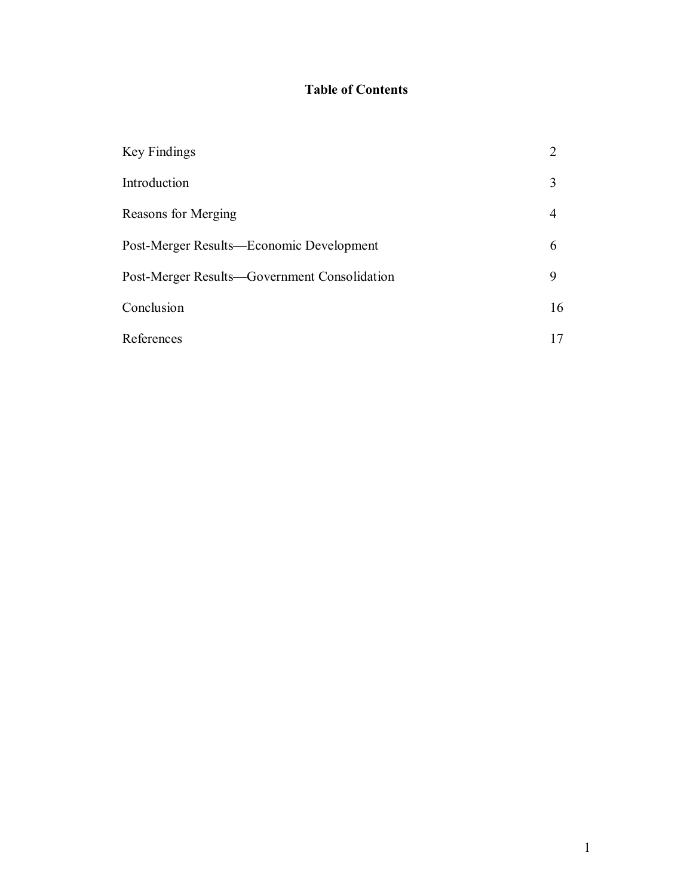# Table of Contents

| | |
|---|---|
| Key Findings | 2 |
| Introduction | 3 |
| Reasons for Merging | 4 |
| Post-Merger Results—Economic Development | 6 |
| Post-Merger Results—Government Consolidation | 9 |
| Conclusion | 16 |
| References | 17 |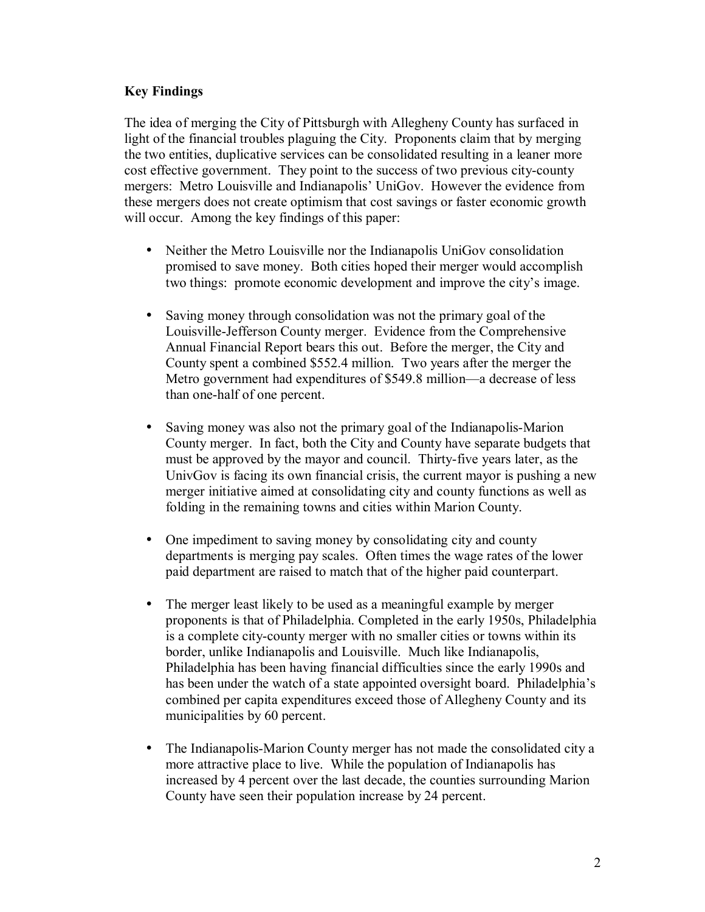## Key Findings

The idea of merging the City of Pittsburgh with Allegheny County has surfaced in light of the financial troubles plaguing the City. Proponents claim that by merging the two entities, duplicative services can be consolidated resulting in a leaner more cost effective government. They point to the success of two previous city-county mergers: Metro Louisville and Indianapolis' UniGov. However the evidence from these mergers does not create optimism that cost savings or faster economic growth will occur. Among the key findings of this paper:

- Neither the Metro Louisville nor the Indianapolis UniGov consolidation promised to save money. Both cities hoped their merger would accomplish two things: promote economic development and improve the city's image.

- Saving money through consolidation was not the primary goal of the Louisville-Jefferson County merger. Evidence from the Comprehensive Annual Financial Report bears this out. Before the merger, the City and County spent a combined \$552.4 million. Two years after the merger the Metro government had expenditures of \$549.8 million—a decrease of less than one-half of one percent.

- Saving money was also not the primary goal of the Indianapolis-Marion County merger. In fact, both the City and County have separate budgets that must be approved by the mayor and council. Thirty-five years later, as the UnivGov is facing its own financial crisis, the current mayor is pushing a new merger initiative aimed at consolidating city and county functions as well as folding in the remaining towns and cities within Marion County.

- One impediment to saving money by consolidating city and county departments is merging pay scales. Often times the wage rates of the lower paid department are raised to match that of the higher paid counterpart.

- The merger least likely to be used as a meaningful example by merger proponents is that of Philadelphia. Completed in the early 1950s, Philadelphia is a complete city-county merger with no smaller cities or towns within its border, unlike Indianapolis and Louisville. Much like Indianapolis, Philadelphia has been having financial difficulties since the early 1990s and has been under the watch of a state appointed oversight board. Philadelphia's combined per capita expenditures exceed those of Allegheny County and its municipalities by 60 percent.

- The Indianapolis-Marion County merger has not made the consolidated city a more attractive place to live. While the population of Indianapolis has increased by 4 percent over the last decade, the counties surrounding Marion County have seen their population increase by 24 percent.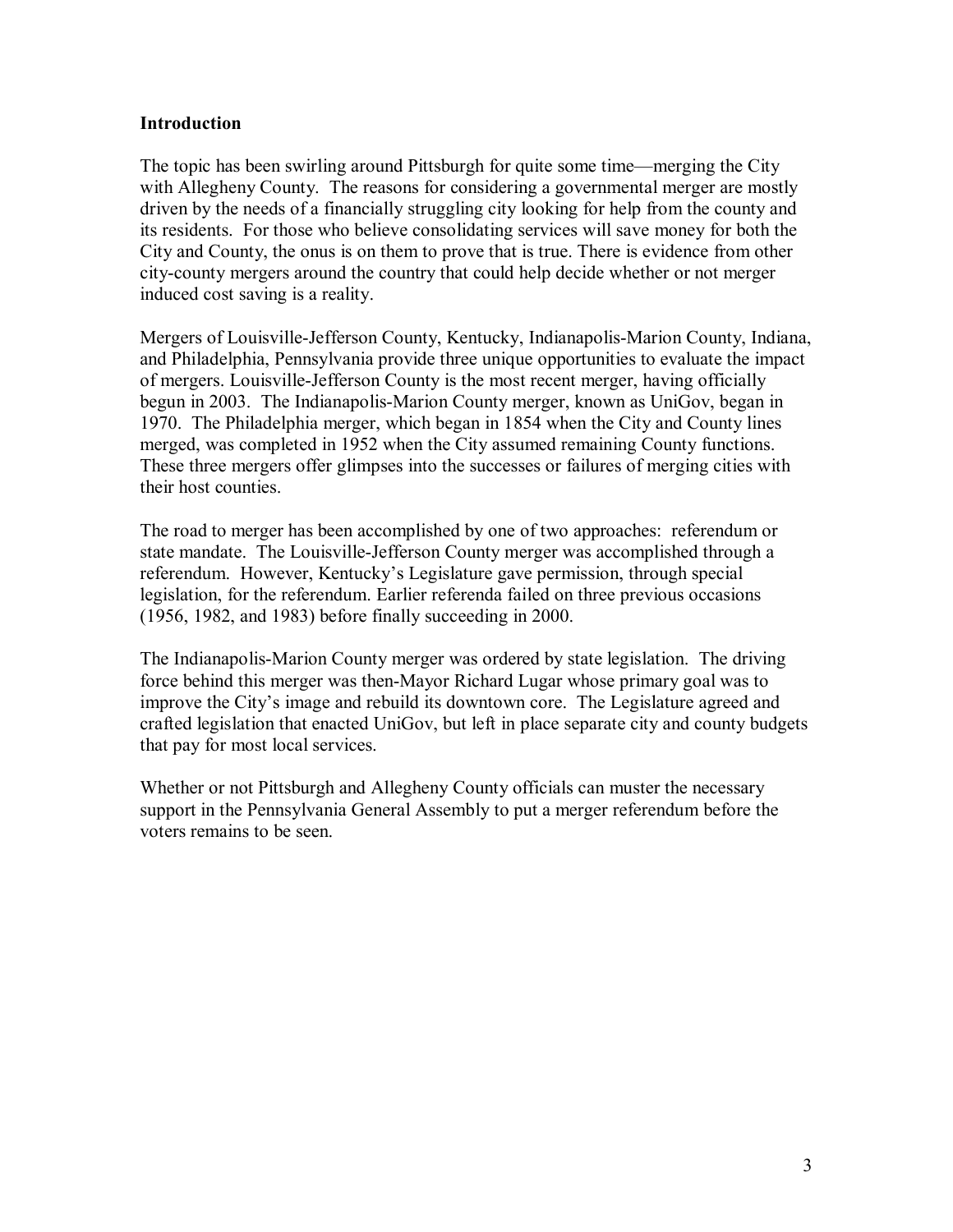## Introduction

The topic has been swirling around Pittsburgh for quite some time—merging the City with Allegheny County. The reasons for considering a governmental merger are mostly driven by the needs of a financially struggling city looking for help from the county and its residents. For those who believe consolidating services will save money for both the City and County, the onus is on them to prove that is true. There is evidence from other city-county mergers around the country that could help decide whether or not merger induced cost saving is a reality.

Mergers of Louisville-Jefferson County, Kentucky, Indianapolis-Marion County, Indiana, and Philadelphia, Pennsylvania provide three unique opportunities to evaluate the impact of mergers. Louisville-Jefferson County is the most recent merger, having officially begun in 2003. The Indianapolis-Marion County merger, known as UniGov, began in 1970. The Philadelphia merger, which began in 1854 when the City and County lines merged, was completed in 1952 when the City assumed remaining County functions. These three mergers offer glimpses into the successes or failures of merging cities with their host counties.

The road to merger has been accomplished by one of two approaches: referendum or state mandate. The Louisville-Jefferson County merger was accomplished through a referendum. However, Kentucky's Legislature gave permission, through special legislation, for the referendum. Earlier referenda failed on three previous occasions (1956, 1982, and 1983) before finally succeeding in 2000.

The Indianapolis-Marion County merger was ordered by state legislation. The driving force behind this merger was then-Mayor Richard Lugar whose primary goal was to improve the City's image and rebuild its downtown core. The Legislature agreed and crafted legislation that enacted UniGov, but left in place separate city and county budgets that pay for most local services.

Whether or not Pittsburgh and Allegheny County officials can muster the necessary support in the Pennsylvania General Assembly to put a merger referendum before the voters remains to be seen.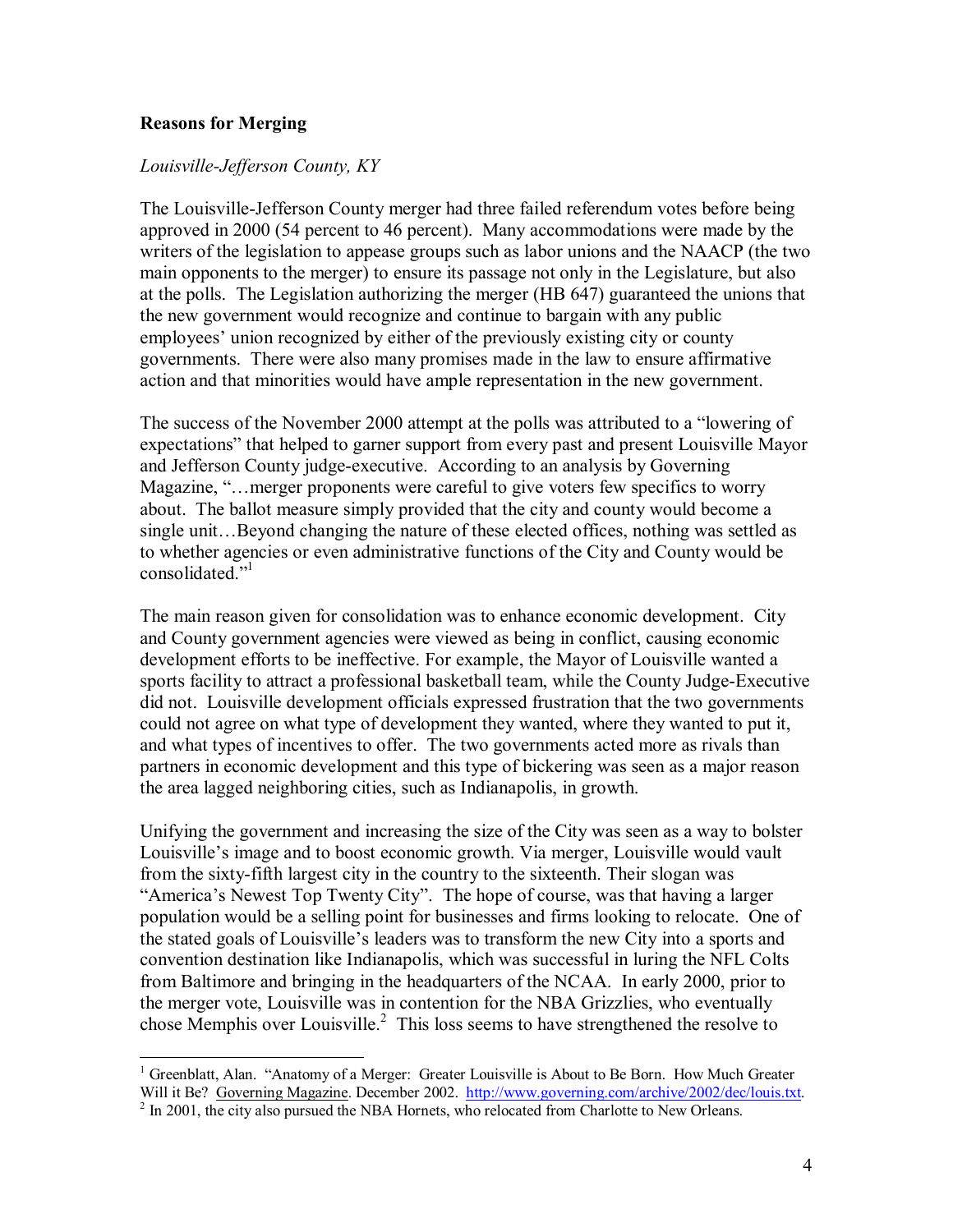### Reasons for Merging

*Louisville-Jefferson County, KY*

The Louisville-Jefferson County merger had three failed referendum votes before being approved in 2000 (54 percent to 46 percent). Many accommodations were made by the writers of the legislation to appease groups such as labor unions and the NAACP (the two main opponents to the merger) to ensure its passage not only in the Legislature, but also at the polls. The Legislation authorizing the merger (HB 647) guaranteed the unions that the new government would recognize and continue to bargain with any public employees' union recognized by either of the previously existing city or county governments. There were also many promises made in the law to ensure affirmative action and that minorities would have ample representation in the new government.

The success of the November 2000 attempt at the polls was attributed to a "lowering of expectations" that helped to garner support from every past and present Louisville Mayor and Jefferson County judge-executive. According to an analysis by Governing Magazine, "…merger proponents were careful to give voters few specifics to worry about. The ballot measure simply provided that the city and county would become a single unit…Beyond changing the nature of these elected offices, nothing was settled as to whether agencies or even administrative functions of the City and County would be consolidated."[1]

The main reason given for consolidation was to enhance economic development. City and County government agencies were viewed as being in conflict, causing economic development efforts to be ineffective. For example, the Mayor of Louisville wanted a sports facility to attract a professional basketball team, while the County Judge-Executive did not. Louisville development officials expressed frustration that the two governments could not agree on what type of development they wanted, where they wanted to put it, and what types of incentives to offer. The two governments acted more as rivals than partners in economic development and this type of bickering was seen as a major reason the area lagged neighboring cities, such as Indianapolis, in growth.

Unifying the government and increasing the size of the City was seen as a way to bolster Louisville's image and to boost economic growth. Via merger, Louisville would vault from the sixty-fifth largest city in the country to the sixteenth. Their slogan was "America's Newest Top Twenty City". The hope of course, was that having a larger population would be a selling point for businesses and firms looking to relocate. One of the stated goals of Louisville's leaders was to transform the new City into a sports and convention destination like Indianapolis, which was successful in luring the NFL Colts from Baltimore and bringing in the headquarters of the NCAA. In early 2000, prior to the merger vote, Louisville was in contention for the NBA Grizzlies, who eventually chose Memphis over Louisville.[2] This loss seems to have strengthened the resolve to

---

[1] Greenblatt, Alan. "Anatomy of a Merger: Greater Louisville is About to Be Born. How Much Greater Will it Be? Governing Magazine. December 2002. http://www.governing.com/archive/2002/dec/louis.txt.

[2] In 2001, the city also pursued the NBA Hornets, who relocated from Charlotte to New Orleans.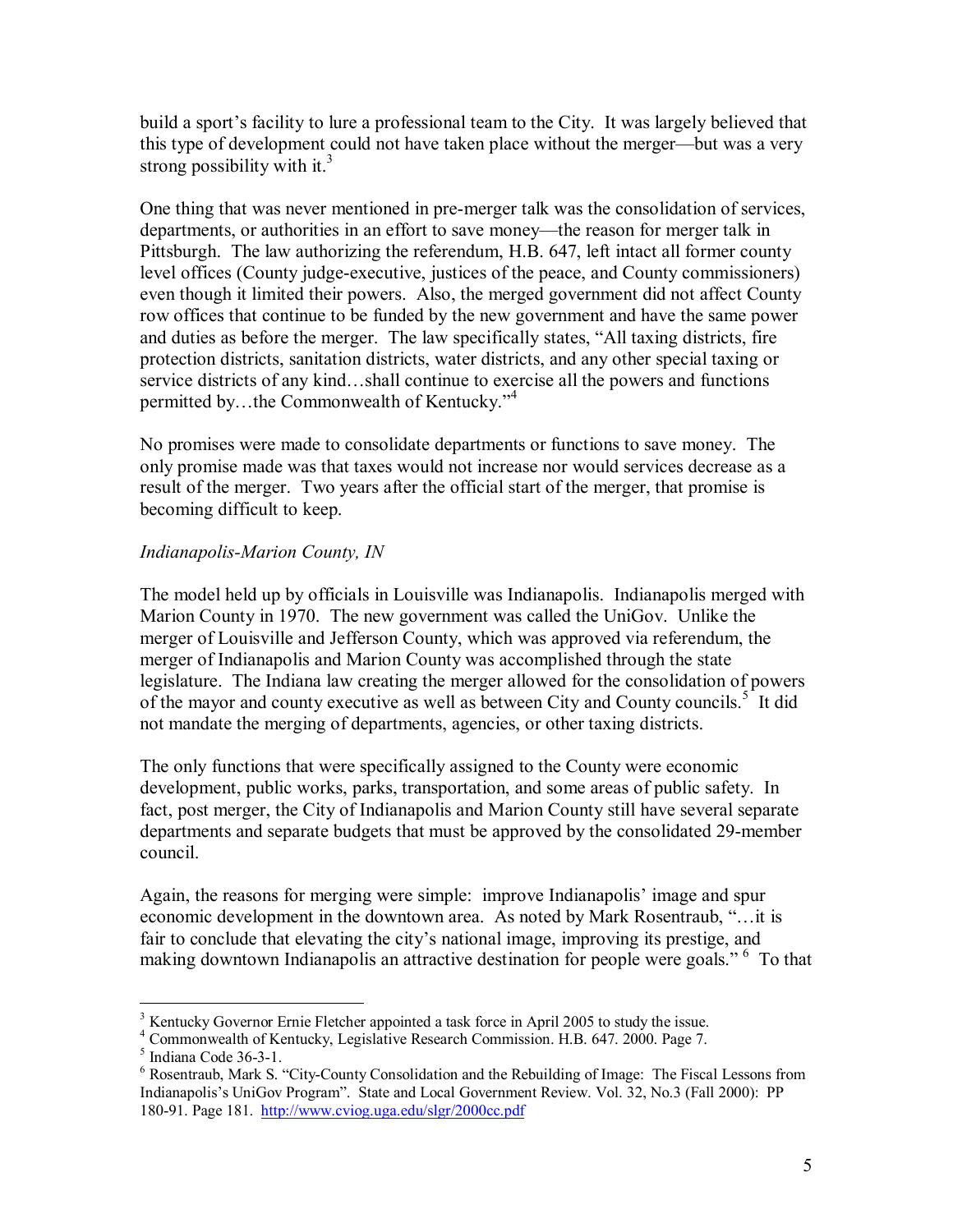build a sport's facility to lure a professional team to the City. It was largely believed that this type of development could not have taken place without the merger—but was a very strong possibility with it.[3]

One thing that was never mentioned in pre-merger talk was the consolidation of services, departments, or authorities in an effort to save money—the reason for merger talk in Pittsburgh. The law authorizing the referendum, H.B. 647, left intact all former county level offices (County judge-executive, justices of the peace, and County commissioners) even though it limited their powers. Also, the merged government did not affect County row offices that continue to be funded by the new government and have the same power and duties as before the merger. The law specifically states, "All taxing districts, fire protection districts, sanitation districts, water districts, and any other special taxing or service districts of any kind…shall continue to exercise all the powers and functions permitted by…the Commonwealth of Kentucky."[4]

No promises were made to consolidate departments or functions to save money. The only promise made was that taxes would not increase nor would services decrease as a result of the merger. Two years after the official start of the merger, that promise is becoming difficult to keep.

*Indianapolis-Marion County, IN*

The model held up by officials in Louisville was Indianapolis. Indianapolis merged with Marion County in 1970. The new government was called the UniGov. Unlike the merger of Louisville and Jefferson County, which was approved via referendum, the merger of Indianapolis and Marion County was accomplished through the state legislature. The Indiana law creating the merger allowed for the consolidation of powers of the mayor and county executive as well as between City and County councils.[5] It did not mandate the merging of departments, agencies, or other taxing districts.

The only functions that were specifically assigned to the County were economic development, public works, parks, transportation, and some areas of public safety. In fact, post merger, the City of Indianapolis and Marion County still have several separate departments and separate budgets that must be approved by the consolidated 29-member council.

Again, the reasons for merging were simple: improve Indianapolis' image and spur economic development in the downtown area. As noted by Mark Rosentraub, "…it is fair to conclude that elevating the city's national image, improving its prestige, and making downtown Indianapolis an attractive destination for people were goals." [6] To that

---

[3] Kentucky Governor Ernie Fletcher appointed a task force in April 2005 to study the issue.

[4] Commonwealth of Kentucky, Legislative Research Commission. H.B. 647. 2000. Page 7.

[5] Indiana Code 36-3-1.

[6] Rosentraub, Mark S. "City-County Consolidation and the Rebuilding of Image: The Fiscal Lessons from Indianapolis's UniGov Program". State and Local Government Review. Vol. 32, No.3 (Fall 2000): PP 180-91. Page 181. http://www.cviog.uga.edu/slgr/2000cc.pdf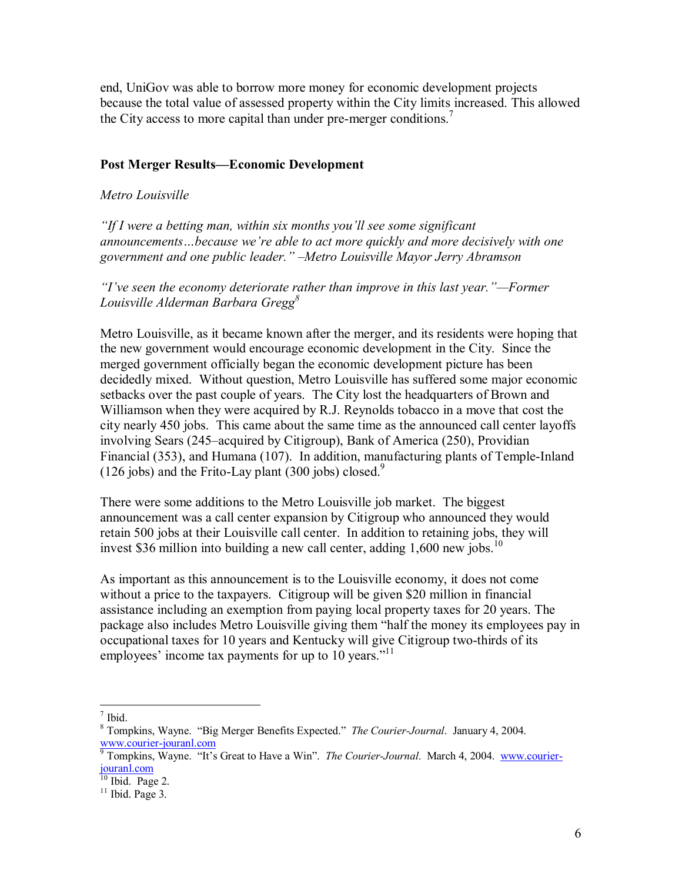end, UniGov was able to borrow more money for economic development projects because the total value of assessed property within the City limits increased. This allowed the City access to more capital than under pre-merger conditions.[7]

**Post Merger Results—Economic Development**

*Metro Louisville*

*"If I were a betting man, within six months you'll see some significant announcements…because we're able to act more quickly and more decisively with one government and one public leader." –Metro Louisville Mayor Jerry Abramson*

*"I've seen the economy deteriorate rather than improve in this last year."—Former Louisville Alderman Barbara Gregg*[8]

Metro Louisville, as it became known after the merger, and its residents were hoping that the new government would encourage economic development in the City. Since the merged government officially began the economic development picture has been decidedly mixed. Without question, Metro Louisville has suffered some major economic setbacks over the past couple of years. The City lost the headquarters of Brown and Williamson when they were acquired by R.J. Reynolds tobacco in a move that cost the city nearly 450 jobs. This came about the same time as the announced call center layoffs involving Sears (245–acquired by Citigroup), Bank of America (250), Providian Financial (353), and Humana (107). In addition, manufacturing plants of Temple-Inland (126 jobs) and the Frito-Lay plant (300 jobs) closed.[9]

There were some additions to the Metro Louisville job market. The biggest announcement was a call center expansion by Citigroup who announced they would retain 500 jobs at their Louisville call center. In addition to retaining jobs, they will invest $36 million into building a new call center, adding 1,600 new jobs.[10]

As important as this announcement is to the Louisville economy, it does not come without a price to the taxpayers. Citigroup will be given $20 million in financial assistance including an exemption from paying local property taxes for 20 years. The package also includes Metro Louisville giving them "half the money its employees pay in occupational taxes for 10 years and Kentucky will give Citigroup two-thirds of its employees' income tax payments for up to 10 years."[11]

---

[7] Ibid.

[8] Tompkins, Wayne. "Big Merger Benefits Expected." *The Courier-Journal*. January 4, 2004. www.courier-jouranl.com

[9] Tompkins, Wayne. "It's Great to Have a Win". *The Courier-Journal*. March 4, 2004. www.courier-jouranl.com

[10] Ibid. Page 2.

[11] Ibid. Page 3.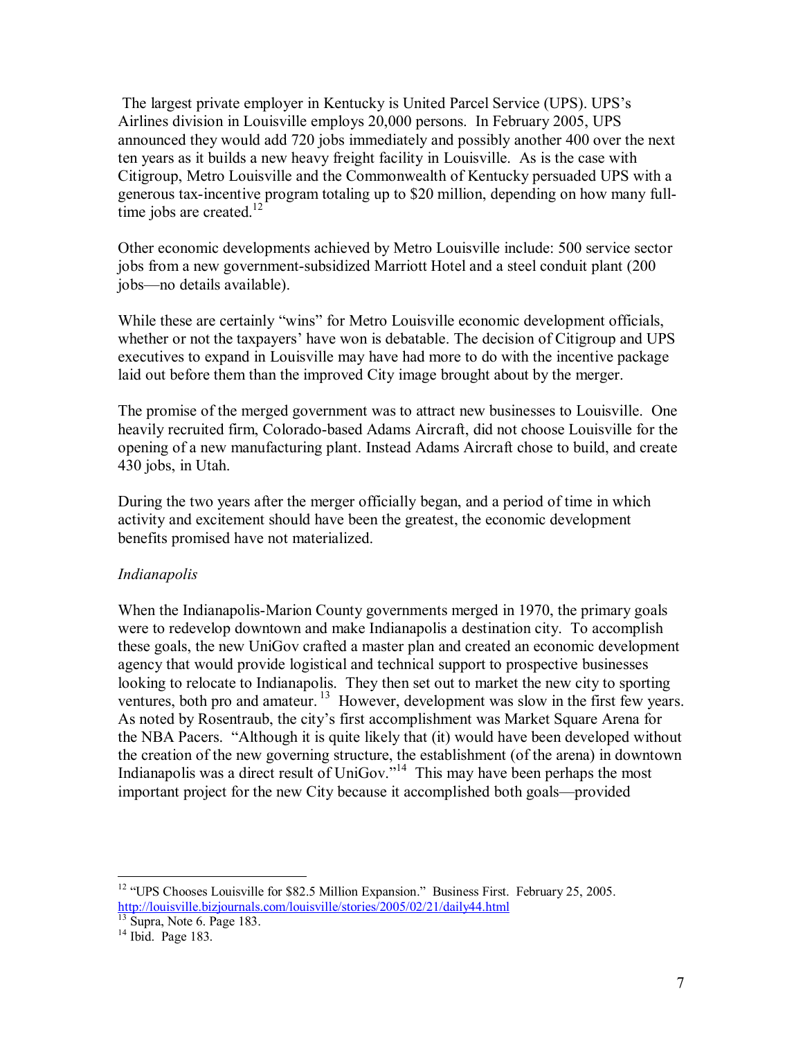The largest private employer in Kentucky is United Parcel Service (UPS). UPS's Airlines division in Louisville employs 20,000 persons. In February 2005, UPS announced they would add 720 jobs immediately and possibly another 400 over the next ten years as it builds a new heavy freight facility in Louisville. As is the case with Citigroup, Metro Louisville and the Commonwealth of Kentucky persuaded UPS with a generous tax-incentive program totaling up to $20 million, depending on how many full-time jobs are created.[12]

Other economic developments achieved by Metro Louisville include: 500 service sector jobs from a new government-subsidized Marriott Hotel and a steel conduit plant (200 jobs—no details available).

While these are certainly "wins" for Metro Louisville economic development officials, whether or not the taxpayers' have won is debatable. The decision of Citigroup and UPS executives to expand in Louisville may have had more to do with the incentive package laid out before them than the improved City image brought about by the merger.

The promise of the merged government was to attract new businesses to Louisville. One heavily recruited firm, Colorado-based Adams Aircraft, did not choose Louisville for the opening of a new manufacturing plant. Instead Adams Aircraft chose to build, and create 430 jobs, in Utah.

During the two years after the merger officially began, and a period of time in which activity and excitement should have been the greatest, the economic development benefits promised have not materialized.

*Indianapolis*

When the Indianapolis-Marion County governments merged in 1970, the primary goals were to redevelop downtown and make Indianapolis a destination city. To accomplish these goals, the new UniGov crafted a master plan and created an economic development agency that would provide logistical and technical support to prospective businesses looking to relocate to Indianapolis. They then set out to market the new city to sporting ventures, both pro and amateur.[13] However, development was slow in the first few years. As noted by Rosentraub, the city's first accomplishment was Market Square Arena for the NBA Pacers. "Although it is quite likely that (it) would have been developed without the creation of the new governing structure, the establishment (of the arena) in downtown Indianapolis was a direct result of UniGov."[14] This may have been perhaps the most important project for the new City because it accomplished both goals—provided

---

[12] "UPS Chooses Louisville for $82.5 Million Expansion." Business First. February 25, 2005. http://louisville.bizjournals.com/louisville/stories/2005/02/21/daily44.html

[13] Supra, Note 6. Page 183.

[14] Ibid. Page 183.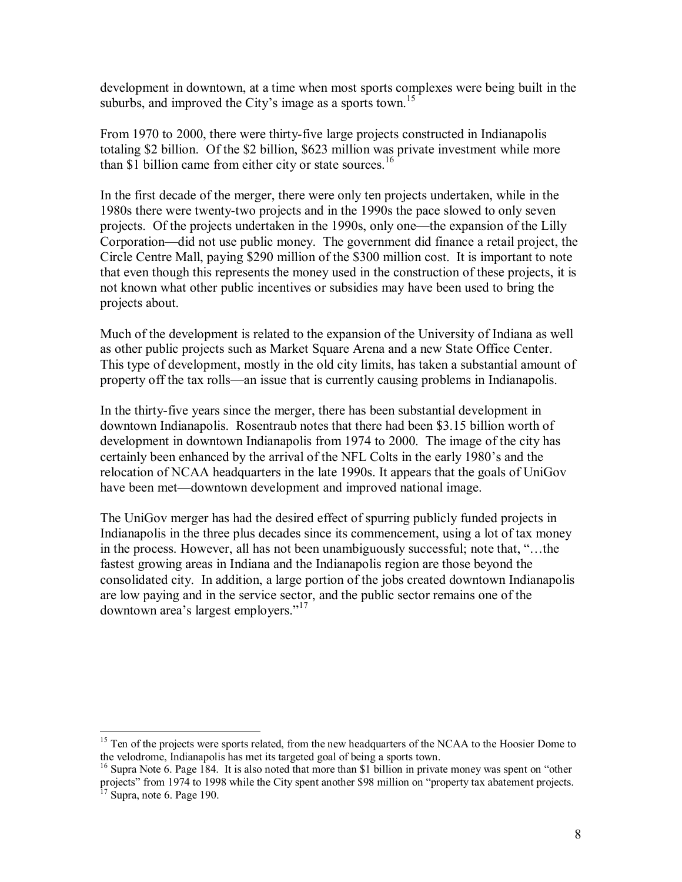development in downtown, at a time when most sports complexes were being built in the suburbs, and improved the City's image as a sports town.[15]

From 1970 to 2000, there were thirty-five large projects constructed in Indianapolis totaling $2 billion. Of the $2 billion, $623 million was private investment while more than $1 billion came from either city or state sources.[16]

In the first decade of the merger, there were only ten projects undertaken, while in the 1980s there were twenty-two projects and in the 1990s the pace slowed to only seven projects. Of the projects undertaken in the 1990s, only one—the expansion of the Lilly Corporation—did not use public money. The government did finance a retail project, the Circle Centre Mall, paying $290 million of the $300 million cost. It is important to note that even though this represents the money used in the construction of these projects, it is not known what other public incentives or subsidies may have been used to bring the projects about.

Much of the development is related to the expansion of the University of Indiana as well as other public projects such as Market Square Arena and a new State Office Center. This type of development, mostly in the old city limits, has taken a substantial amount of property off the tax rolls—an issue that is currently causing problems in Indianapolis.

In the thirty-five years since the merger, there has been substantial development in downtown Indianapolis. Rosentraub notes that there had been $3.15 billion worth of development in downtown Indianapolis from 1974 to 2000. The image of the city has certainly been enhanced by the arrival of the NFL Colts in the early 1980's and the relocation of NCAA headquarters in the late 1990s. It appears that the goals of UniGov have been met—downtown development and improved national image.

The UniGov merger has had the desired effect of spurring publicly funded projects in Indianapolis in the three plus decades since its commencement, using a lot of tax money in the process. However, all has not been unambiguously successful; note that, "…the fastest growing areas in Indiana and the Indianapolis region are those beyond the consolidated city. In addition, a large portion of the jobs created downtown Indianapolis are low paying and in the service sector, and the public sector remains one of the downtown area's largest employers."[17]

---

[15] Ten of the projects were sports related, from the new headquarters of the NCAA to the Hoosier Dome to the velodrome, Indianapolis has met its targeted goal of being a sports town.

[16] Supra Note 6. Page 184. It is also noted that more than $1 billion in private money was spent on "other projects" from 1974 to 1998 while the City spent another $98 million on "property tax abatement projects.

[17] Supra, note 6. Page 190.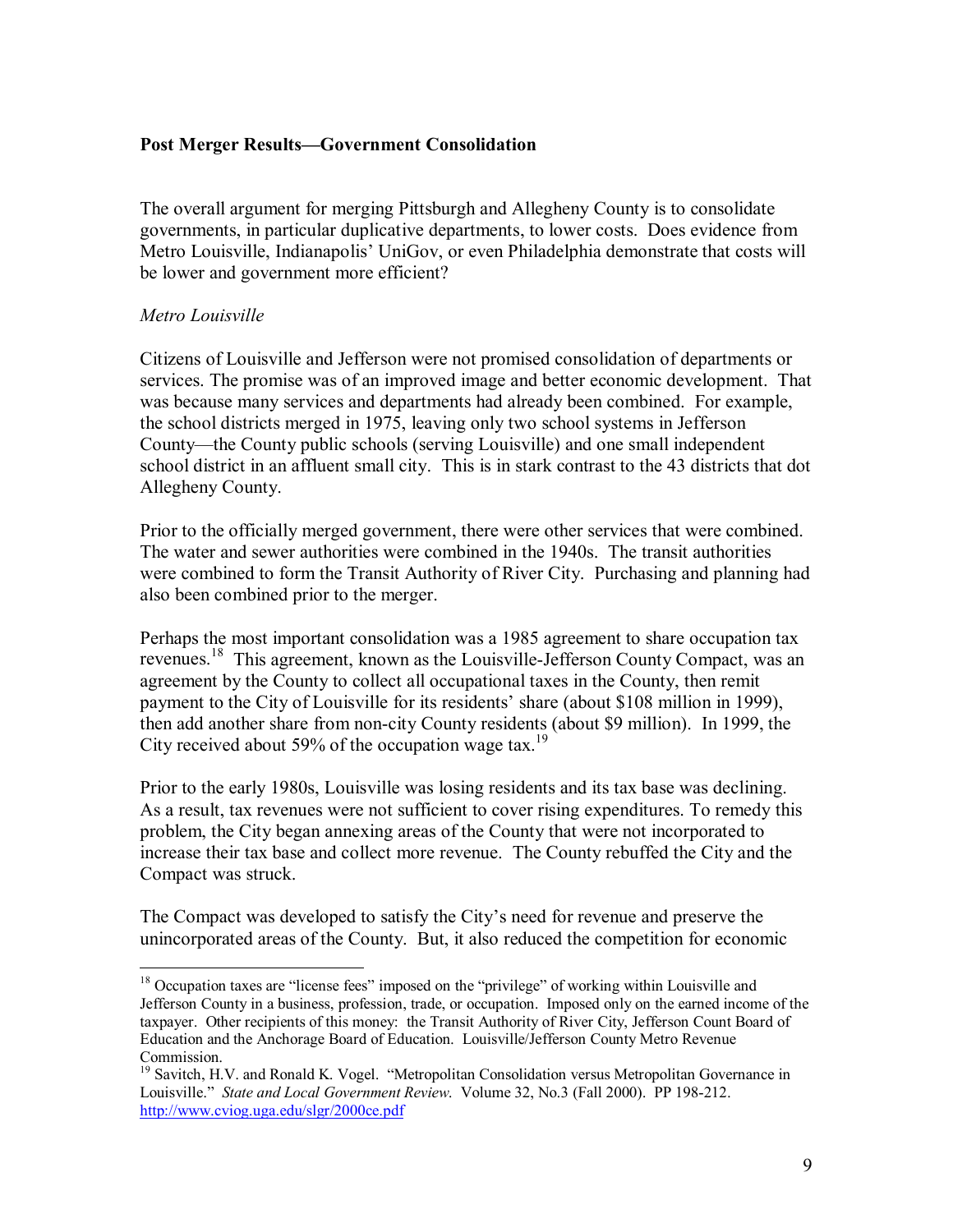**Post Merger Results—Government Consolidation**

The overall argument for merging Pittsburgh and Allegheny County is to consolidate governments, in particular duplicative departments, to lower costs. Does evidence from Metro Louisville, Indianapolis' UniGov, or even Philadelphia demonstrate that costs will be lower and government more efficient?

*Metro Louisville*

Citizens of Louisville and Jefferson were not promised consolidation of departments or services. The promise was of an improved image and better economic development. That was because many services and departments had already been combined. For example, the school districts merged in 1975, leaving only two school systems in Jefferson County—the County public schools (serving Louisville) and one small independent school district in an affluent small city. This is in stark contrast to the 43 districts that dot Allegheny County.

Prior to the officially merged government, there were other services that were combined. The water and sewer authorities were combined in the 1940s. The transit authorities were combined to form the Transit Authority of River City. Purchasing and planning had also been combined prior to the merger.

Perhaps the most important consolidation was a 1985 agreement to share occupation tax revenues.[18] This agreement, known as the Louisville-Jefferson County Compact, was an agreement by the County to collect all occupational taxes in the County, then remit payment to the City of Louisville for its residents' share (about $108 million in 1999), then add another share from non-city County residents (about $9 million). In 1999, the City received about 59% of the occupation wage tax.[19]

Prior to the early 1980s, Louisville was losing residents and its tax base was declining. As a result, tax revenues were not sufficient to cover rising expenditures. To remedy this problem, the City began annexing areas of the County that were not incorporated to increase their tax base and collect more revenue. The County rebuffed the City and the Compact was struck.

The Compact was developed to satisfy the City's need for revenue and preserve the unincorporated areas of the County. But, it also reduced the competition for economic

---

[18] Occupation taxes are "license fees" imposed on the "privilege" of working within Louisville and Jefferson County in a business, profession, trade, or occupation. Imposed only on the earned income of the taxpayer. Other recipients of this money: the Transit Authority of River City, Jefferson Count Board of Education and the Anchorage Board of Education. Louisville/Jefferson County Metro Revenue Commission.

[19] Savitch, H.V. and Ronald K. Vogel. "Metropolitan Consolidation versus Metropolitan Governance in Louisville." *State and Local Government Review.* Volume 32, No.3 (Fall 2000). PP 198-212. http://www.cviog.uga.edu/slgr/2000ce.pdf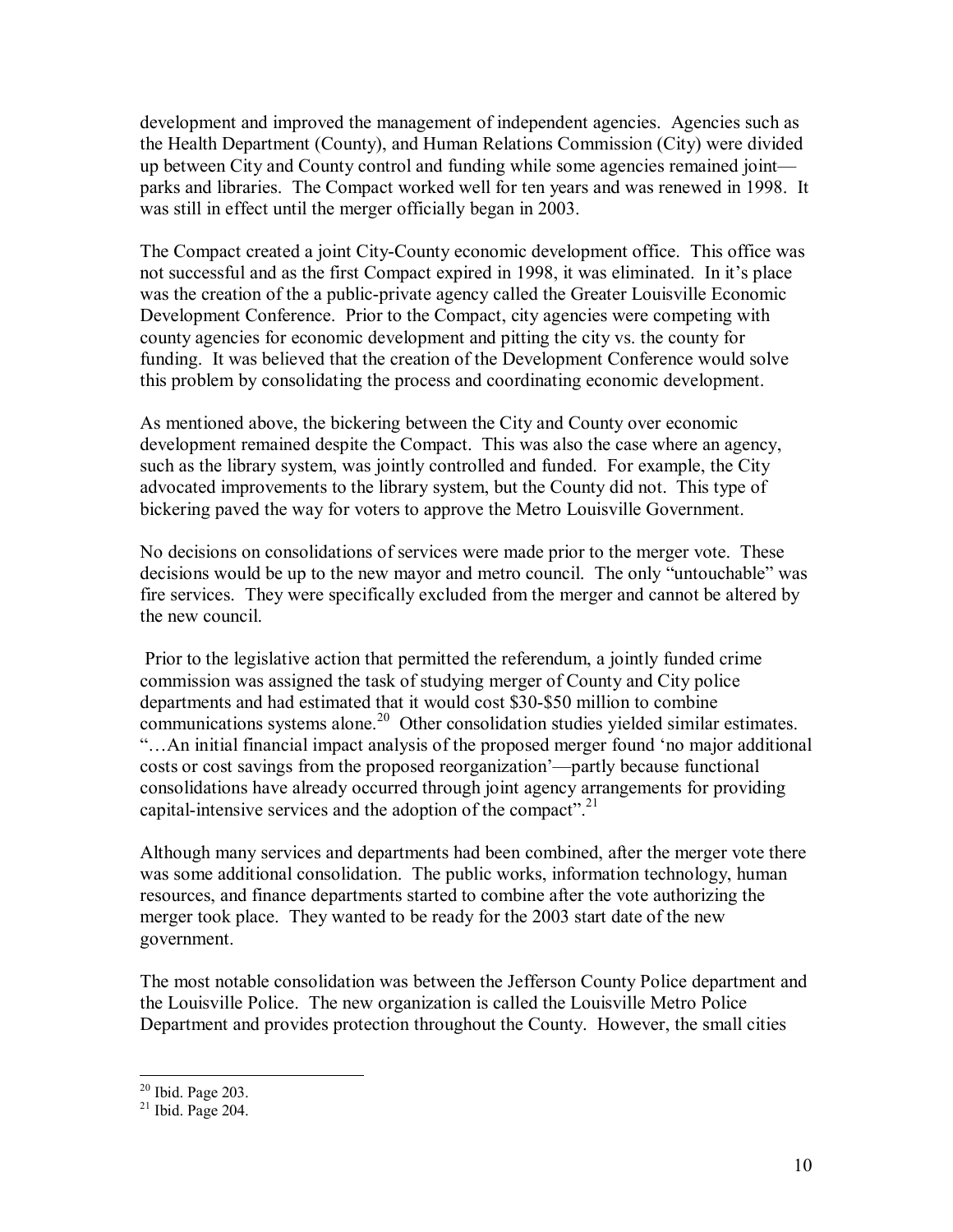development and improved the management of independent agencies. Agencies such as the Health Department (County), and Human Relations Commission (City) were divided up between City and County control and funding while some agencies remained joint—parks and libraries. The Compact worked well for ten years and was renewed in 1998. It was still in effect until the merger officially began in 2003.

The Compact created a joint City-County economic development office. This office was not successful and as the first Compact expired in 1998, it was eliminated. In it's place was the creation of the a public-private agency called the Greater Louisville Economic Development Conference. Prior to the Compact, city agencies were competing with county agencies for economic development and pitting the city vs. the county for funding. It was believed that the creation of the Development Conference would solve this problem by consolidating the process and coordinating economic development.

As mentioned above, the bickering between the City and County over economic development remained despite the Compact. This was also the case where an agency, such as the library system, was jointly controlled and funded. For example, the City advocated improvements to the library system, but the County did not. This type of bickering paved the way for voters to approve the Metro Louisville Government.

No decisions on consolidations of services were made prior to the merger vote. These decisions would be up to the new mayor and metro council. The only "untouchable" was fire services. They were specifically excluded from the merger and cannot be altered by the new council.

Prior to the legislative action that permitted the referendum, a jointly funded crime commission was assigned the task of studying merger of County and City police departments and had estimated that it would cost \$30-\$50 million to combine communications systems alone.[20] Other consolidation studies yielded similar estimates. "…An initial financial impact analysis of the proposed merger found 'no major additional costs or cost savings from the proposed reorganization'—partly because functional consolidations have already occurred through joint agency arrangements for providing capital-intensive services and the adoption of the compact".[21]

Although many services and departments had been combined, after the merger vote there was some additional consolidation. The public works, information technology, human resources, and finance departments started to combine after the vote authorizing the merger took place. They wanted to be ready for the 2003 start date of the new government.

The most notable consolidation was between the Jefferson County Police department and the Louisville Police. The new organization is called the Louisville Metro Police Department and provides protection throughout the County. However, the small cities

---

[20] Ibid. Page 203.

[21] Ibid. Page 204.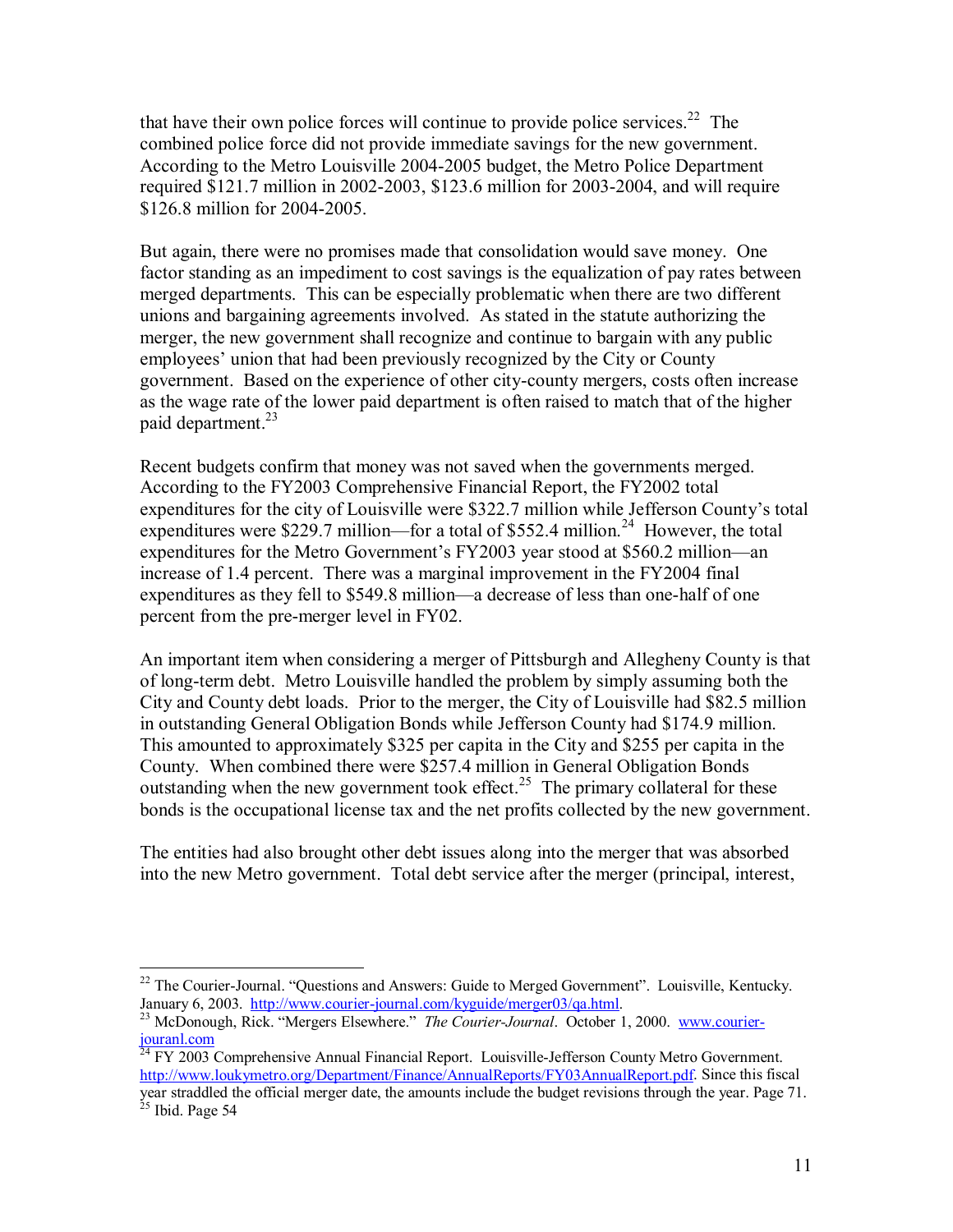that have their own police forces will continue to provide police services.[22] The combined police force did not provide immediate savings for the new government. According to the Metro Louisville 2004-2005 budget, the Metro Police Department required $121.7 million in 2002-2003, $123.6 million for 2003-2004, and will require $126.8 million for 2004-2005.

But again, there were no promises made that consolidation would save money. One factor standing as an impediment to cost savings is the equalization of pay rates between merged departments. This can be especially problematic when there are two different unions and bargaining agreements involved. As stated in the statute authorizing the merger, the new government shall recognize and continue to bargain with any public employees' union that had been previously recognized by the City or County government. Based on the experience of other city-county mergers, costs often increase as the wage rate of the lower paid department is often raised to match that of the higher paid department.[23]

Recent budgets confirm that money was not saved when the governments merged. According to the FY2003 Comprehensive Financial Report, the FY2002 total expenditures for the city of Louisville were $322.7 million while Jefferson County's total expenditures were $229.7 million—for a total of $552.4 million.[24] However, the total expenditures for the Metro Government's FY2003 year stood at $560.2 million—an increase of 1.4 percent. There was a marginal improvement in the FY2004 final expenditures as they fell to $549.8 million—a decrease of less than one-half of one percent from the pre-merger level in FY02.

An important item when considering a merger of Pittsburgh and Allegheny County is that of long-term debt. Metro Louisville handled the problem by simply assuming both the City and County debt loads. Prior to the merger, the City of Louisville had $82.5 million in outstanding General Obligation Bonds while Jefferson County had $174.9 million. This amounted to approximately $325 per capita in the City and $255 per capita in the County. When combined there were $257.4 million in General Obligation Bonds outstanding when the new government took effect.[25] The primary collateral for these bonds is the occupational license tax and the net profits collected by the new government.

The entities had also brought other debt issues along into the merger that was absorbed into the new Metro government. Total debt service after the merger (principal, interest,

---

[22] The Courier-Journal. "Questions and Answers: Guide to Merged Government". Louisville, Kentucky. January 6, 2003. http://www.courier-journal.com/kyguide/merger03/qa.html.

[23] McDonough, Rick. "Mergers Elsewhere." *The Courier-Journal*. October 1, 2000. www.courier-jouranl.com

[24] FY 2003 Comprehensive Annual Financial Report. Louisville-Jefferson County Metro Government. http://www.loukymetro.org/Department/Finance/AnnualReports/FY03AnnualReport.pdf. Since this fiscal year straddled the official merger date, the amounts include the budget revisions through the year. Page 71.

[25] Ibid. Page 54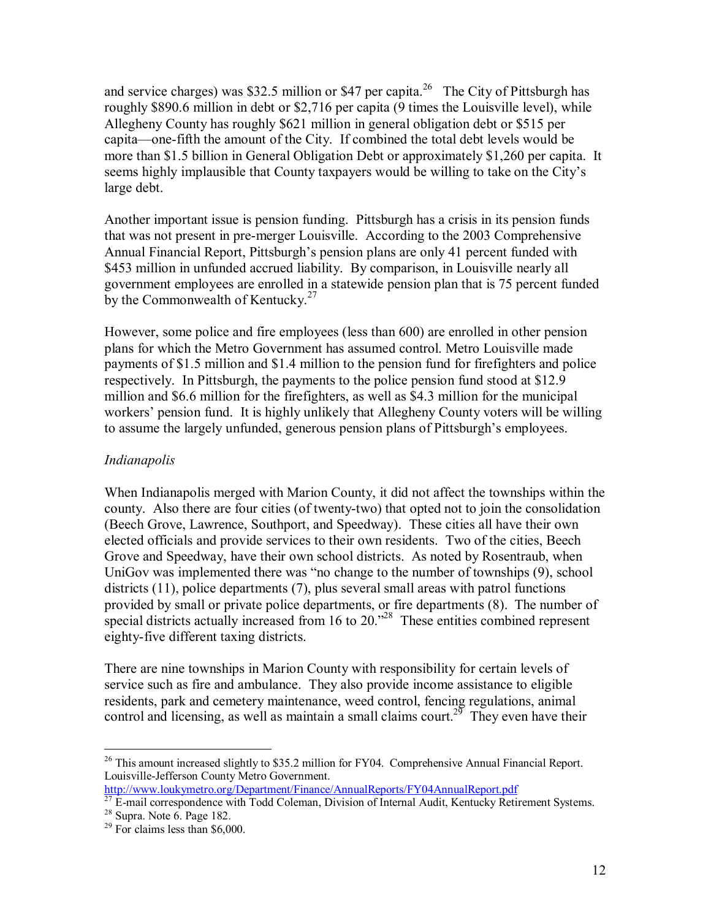and service charges) was \$32.5 million or \$47 per capita.[26] The City of Pittsburgh has roughly \$890.6 million in debt or \$2,716 per capita (9 times the Louisville level), while Allegheny County has roughly \$621 million in general obligation debt or \$515 per capita—one-fifth the amount of the City. If combined the total debt levels would be more than \$1.5 billion in General Obligation Debt or approximately \$1,260 per capita. It seems highly implausible that County taxpayers would be willing to take on the City's large debt.

Another important issue is pension funding. Pittsburgh has a crisis in its pension funds that was not present in pre-merger Louisville. According to the 2003 Comprehensive Annual Financial Report, Pittsburgh's pension plans are only 41 percent funded with \$453 million in unfunded accrued liability. By comparison, in Louisville nearly all government employees are enrolled in a statewide pension plan that is 75 percent funded by the Commonwealth of Kentucky.[27]

However, some police and fire employees (less than 600) are enrolled in other pension plans for which the Metro Government has assumed control. Metro Louisville made payments of \$1.5 million and \$1.4 million to the pension fund for firefighters and police respectively. In Pittsburgh, the payments to the police pension fund stood at \$12.9 million and \$6.6 million for the firefighters, as well as \$4.3 million for the municipal workers' pension fund. It is highly unlikely that Allegheny County voters will be willing to assume the largely unfunded, generous pension plans of Pittsburgh's employees.

*Indianapolis*

When Indianapolis merged with Marion County, it did not affect the townships within the county. Also there are four cities (of twenty-two) that opted not to join the consolidation (Beech Grove, Lawrence, Southport, and Speedway). These cities all have their own elected officials and provide services to their own residents. Two of the cities, Beech Grove and Speedway, have their own school districts. As noted by Rosentraub, when UniGov was implemented there was "no change to the number of townships (9), school districts (11), police departments (7), plus several small areas with patrol functions provided by small or private police departments, or fire departments (8). The number of special districts actually increased from 16 to 20."[28] These entities combined represent eighty-five different taxing districts.

There are nine townships in Marion County with responsibility for certain levels of service such as fire and ambulance. They also provide income assistance to eligible residents, park and cemetery maintenance, weed control, fencing regulations, animal control and licensing, as well as maintain a small claims court.[29] They even have their

---

[26] This amount increased slightly to \$35.2 million for FY04. Comprehensive Annual Financial Report. Louisville-Jefferson County Metro Government. http://www.loukymetro.org/Department/Finance/AnnualReports/FY04AnnualReport.pdf

[27] E-mail correspondence with Todd Coleman, Division of Internal Audit, Kentucky Retirement Systems.

[28] Supra. Note 6. Page 182.

[29] For claims less than \$6,000.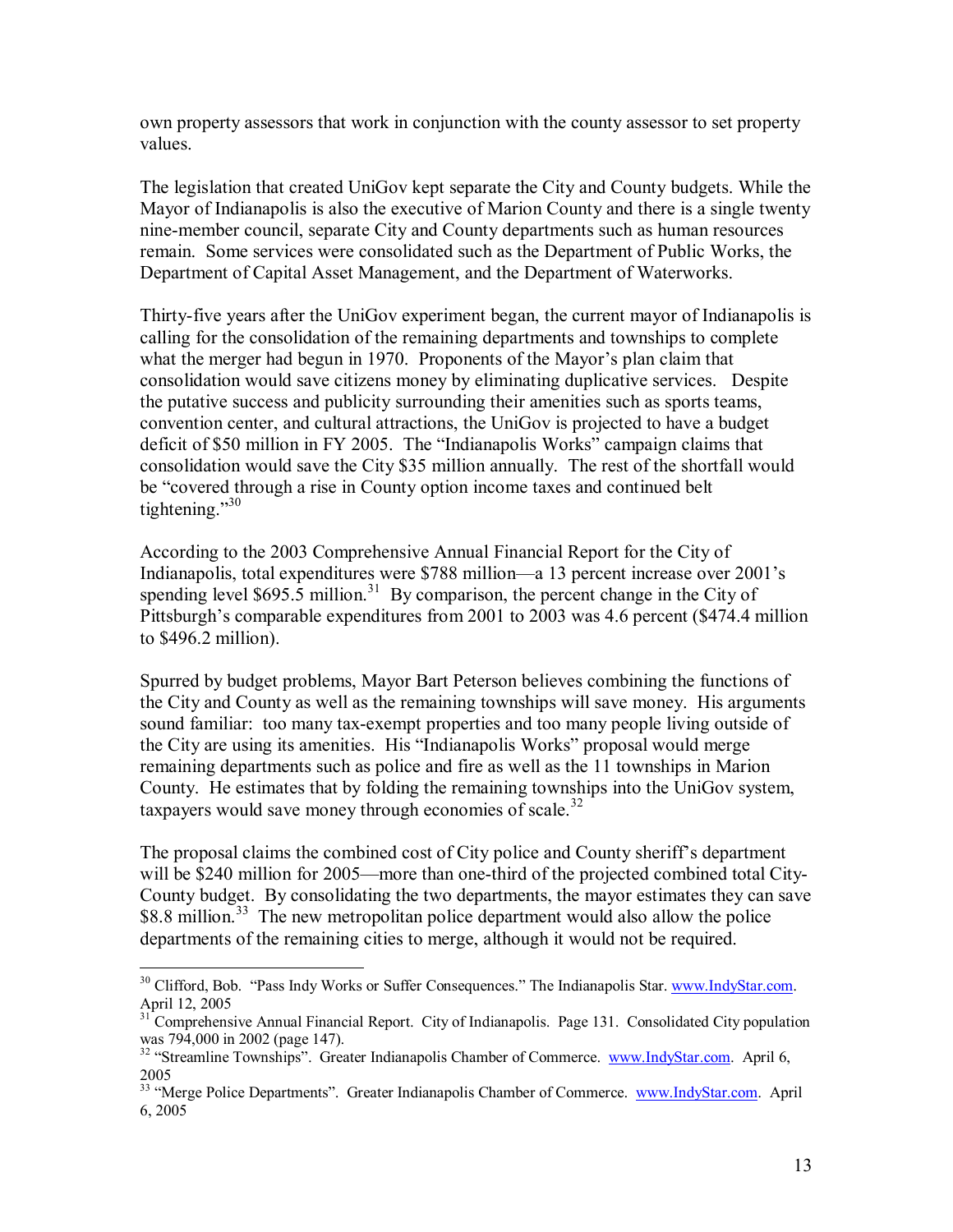own property assessors that work in conjunction with the county assessor to set property values.

The legislation that created UniGov kept separate the City and County budgets. While the Mayor of Indianapolis is also the executive of Marion County and there is a single twenty nine-member council, separate City and County departments such as human resources remain. Some services were consolidated such as the Department of Public Works, the Department of Capital Asset Management, and the Department of Waterworks.

Thirty-five years after the UniGov experiment began, the current mayor of Indianapolis is calling for the consolidation of the remaining departments and townships to complete what the merger had begun in 1970. Proponents of the Mayor's plan claim that consolidation would save citizens money by eliminating duplicative services. Despite the putative success and publicity surrounding their amenities such as sports teams, convention center, and cultural attractions, the UniGov is projected to have a budget deficit of $50 million in FY 2005. The "Indianapolis Works" campaign claims that consolidation would save the City $35 million annually. The rest of the shortfall would be "covered through a rise in County option income taxes and continued belt tightening."[30]

According to the 2003 Comprehensive Annual Financial Report for the City of Indianapolis, total expenditures were $788 million—a 13 percent increase over 2001's spending level $695.5 million.[31] By comparison, the percent change in the City of Pittsburgh's comparable expenditures from 2001 to 2003 was 4.6 percent ($474.4 million to $496.2 million).

Spurred by budget problems, Mayor Bart Peterson believes combining the functions of the City and County as well as the remaining townships will save money. His arguments sound familiar: too many tax-exempt properties and too many people living outside of the City are using its amenities. His "Indianapolis Works" proposal would merge remaining departments such as police and fire as well as the 11 townships in Marion County. He estimates that by folding the remaining townships into the UniGov system, taxpayers would save money through economies of scale.[32]

The proposal claims the combined cost of City police and County sheriff's department will be $240 million for 2005—more than one-third of the projected combined total City-County budget. By consolidating the two departments, the mayor estimates they can save $8.8 million.[33] The new metropolitan police department would also allow the police departments of the remaining cities to merge, although it would not be required.

---

[30] Clifford, Bob. "Pass Indy Works or Suffer Consequences." The Indianapolis Star. www.IndyStar.com. April 12, 2005

[31] Comprehensive Annual Financial Report. City of Indianapolis. Page 131. Consolidated City population was 794,000 in 2002 (page 147).

[32] "Streamline Townships". Greater Indianapolis Chamber of Commerce. www.IndyStar.com. April 6, 2005

[33] "Merge Police Departments". Greater Indianapolis Chamber of Commerce. www.IndyStar.com. April 6, 2005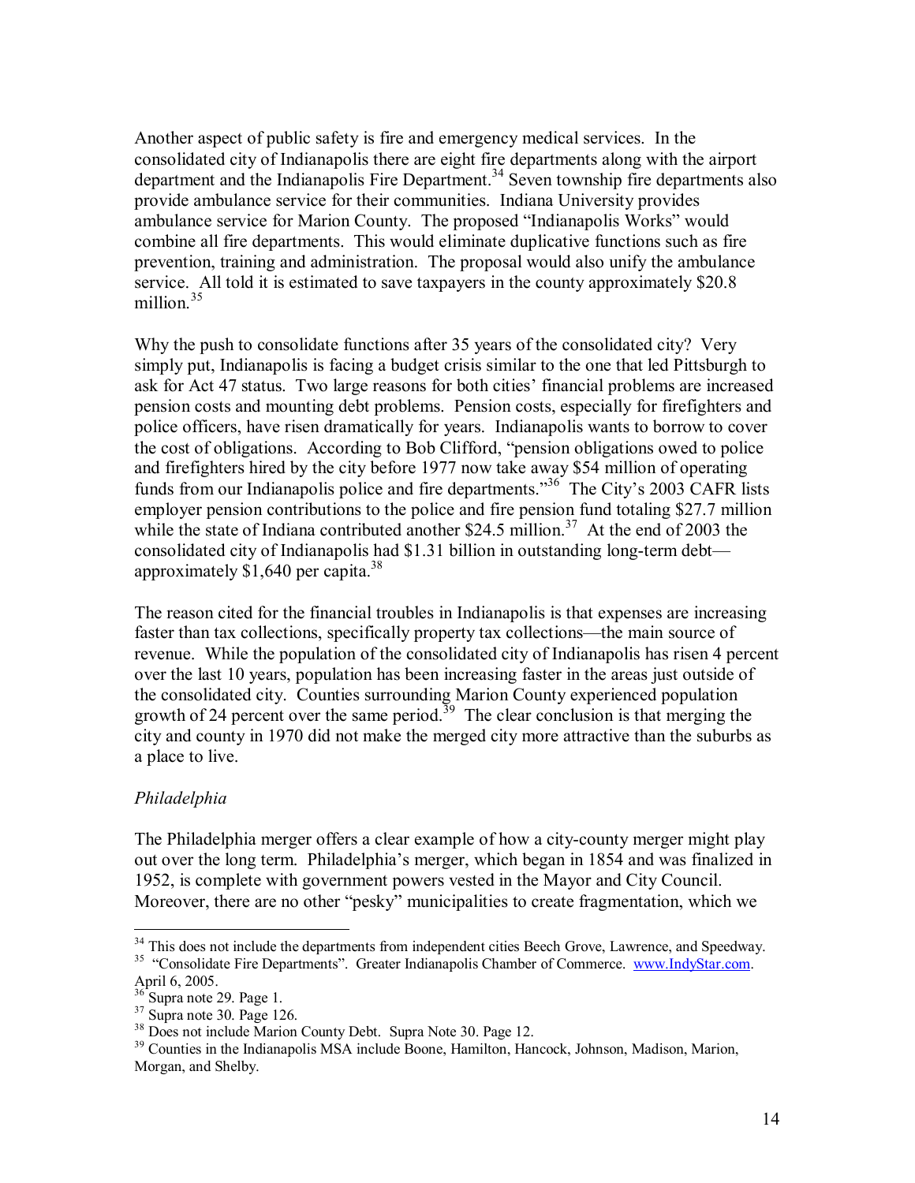Another aspect of public safety is fire and emergency medical services. In the consolidated city of Indianapolis there are eight fire departments along with the airport department and the Indianapolis Fire Department.[34] Seven township fire departments also provide ambulance service for their communities. Indiana University provides ambulance service for Marion County. The proposed "Indianapolis Works" would combine all fire departments. This would eliminate duplicative functions such as fire prevention, training and administration. The proposal would also unify the ambulance service. All told it is estimated to save taxpayers in the county approximately $20.8 million.[35]

Why the push to consolidate functions after 35 years of the consolidated city? Very simply put, Indianapolis is facing a budget crisis similar to the one that led Pittsburgh to ask for Act 47 status. Two large reasons for both cities' financial problems are increased pension costs and mounting debt problems. Pension costs, especially for firefighters and police officers, have risen dramatically for years. Indianapolis wants to borrow to cover the cost of obligations. According to Bob Clifford, "pension obligations owed to police and firefighters hired by the city before 1977 now take away $54 million of operating funds from our Indianapolis police and fire departments."[36] The City's 2003 CAFR lists employer pension contributions to the police and fire pension fund totaling $27.7 million while the state of Indiana contributed another $24.5 million.[37] At the end of 2003 the consolidated city of Indianapolis had $1.31 billion in outstanding long-term debt—approximately $1,640 per capita.[38]

The reason cited for the financial troubles in Indianapolis is that expenses are increasing faster than tax collections, specifically property tax collections—the main source of revenue. While the population of the consolidated city of Indianapolis has risen 4 percent over the last 10 years, population has been increasing faster in the areas just outside of the consolidated city. Counties surrounding Marion County experienced population growth of 24 percent over the same period.[39] The clear conclusion is that merging the city and county in 1970 did not make the merged city more attractive than the suburbs as a place to live.

*Philadelphia*

The Philadelphia merger offers a clear example of how a city-county merger might play out over the long term. Philadelphia's merger, which began in 1854 and was finalized in 1952, is complete with government powers vested in the Mayor and City Council. Moreover, there are no other "pesky" municipalities to create fragmentation, which we

---

[34] This does not include the departments from independent cities Beech Grove, Lawrence, and Speedway.

[35] "Consolidate Fire Departments". Greater Indianapolis Chamber of Commerce. www.IndyStar.com. April 6, 2005.

[36] Supra note 29. Page 1.

[37] Supra note 30. Page 126.

[38] Does not include Marion County Debt. Supra Note 30. Page 12.

[39] Counties in the Indianapolis MSA include Boone, Hamilton, Hancock, Johnson, Madison, Marion, Morgan, and Shelby.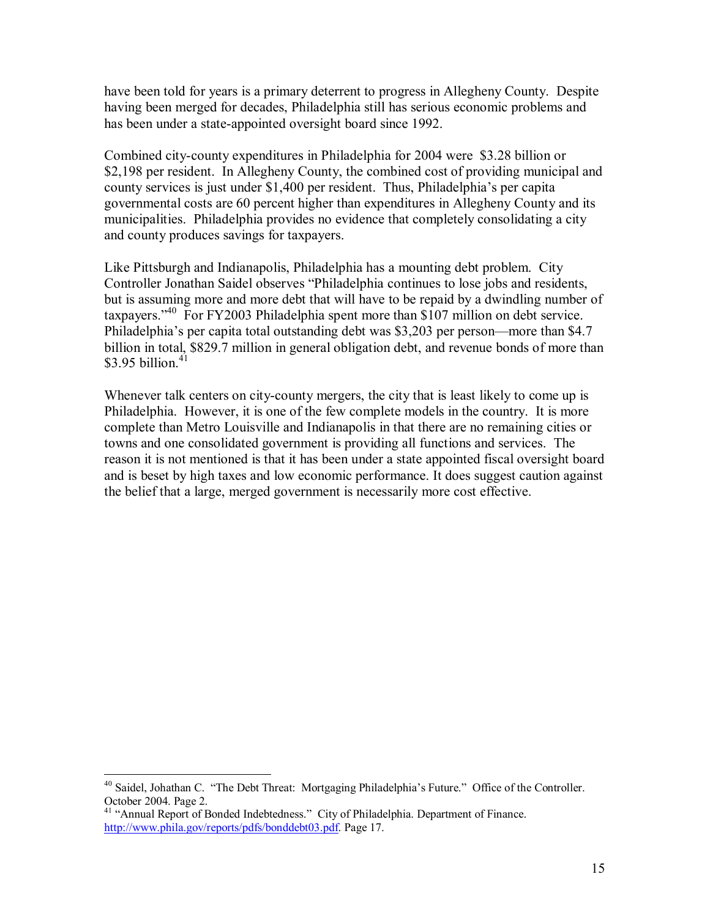have been told for years is a primary deterrent to progress in Allegheny County. Despite having been merged for decades, Philadelphia still has serious economic problems and has been under a state-appointed oversight board since 1992.

Combined city-county expenditures in Philadelphia for 2004 were $3.28 billion or $2,198 per resident. In Allegheny County, the combined cost of providing municipal and county services is just under $1,400 per resident. Thus, Philadelphia's per capita governmental costs are 60 percent higher than expenditures in Allegheny County and its municipalities. Philadelphia provides no evidence that completely consolidating a city and county produces savings for taxpayers.

Like Pittsburgh and Indianapolis, Philadelphia has a mounting debt problem. City Controller Jonathan Saidel observes "Philadelphia continues to lose jobs and residents, but is assuming more and more debt that will have to be repaid by a dwindling number of taxpayers."[40] For FY2003 Philadelphia spent more than $107 million on debt service. Philadelphia's per capita total outstanding debt was $3,203 per person—more than $4.7 billion in total, $829.7 million in general obligation debt, and revenue bonds of more than $3.95 billion.[41]

Whenever talk centers on city-county mergers, the city that is least likely to come up is Philadelphia. However, it is one of the few complete models in the country. It is more complete than Metro Louisville and Indianapolis in that there are no remaining cities or towns and one consolidated government is providing all functions and services. The reason it is not mentioned is that it has been under a state appointed fiscal oversight board and is beset by high taxes and low economic performance. It does suggest caution against the belief that a large, merged government is necessarily more cost effective.

---

[40] Saidel, Johathan C. "The Debt Threat: Mortgaging Philadelphia's Future." Office of the Controller. October 2004. Page 2.

[41] "Annual Report of Bonded Indebtedness." City of Philadelphia. Department of Finance. http://www.phila.gov/reports/pdfs/bonddebt03.pdf. Page 17.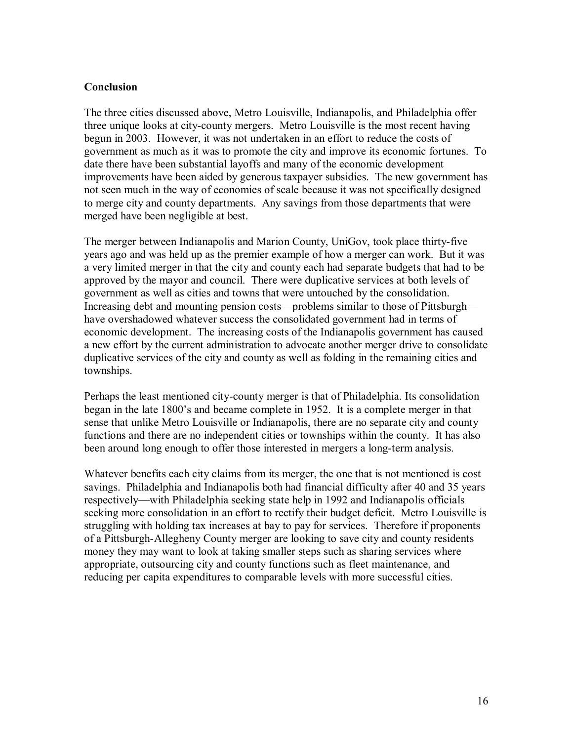## Conclusion

The three cities discussed above, Metro Louisville, Indianapolis, and Philadelphia offer three unique looks at city-county mergers. Metro Louisville is the most recent having begun in 2003. However, it was not undertaken in an effort to reduce the costs of government as much as it was to promote the city and improve its economic fortunes. To date there have been substantial layoffs and many of the economic development improvements have been aided by generous taxpayer subsidies. The new government has not seen much in the way of economies of scale because it was not specifically designed to merge city and county departments. Any savings from those departments that were merged have been negligible at best.

The merger between Indianapolis and Marion County, UniGov, took place thirty-five years ago and was held up as the premier example of how a merger can work. But it was a very limited merger in that the city and county each had separate budgets that had to be approved by the mayor and council. There were duplicative services at both levels of government as well as cities and towns that were untouched by the consolidation. Increasing debt and mounting pension costs—problems similar to those of Pittsburgh—have overshadowed whatever success the consolidated government had in terms of economic development. The increasing costs of the Indianapolis government has caused a new effort by the current administration to advocate another merger drive to consolidate duplicative services of the city and county as well as folding in the remaining cities and townships.

Perhaps the least mentioned city-county merger is that of Philadelphia. Its consolidation began in the late 1800's and became complete in 1952. It is a complete merger in that sense that unlike Metro Louisville or Indianapolis, there are no separate city and county functions and there are no independent cities or townships within the county. It has also been around long enough to offer those interested in mergers a long-term analysis.

Whatever benefits each city claims from its merger, the one that is not mentioned is cost savings. Philadelphia and Indianapolis both had financial difficulty after 40 and 35 years respectively—with Philadelphia seeking state help in 1992 and Indianapolis officials seeking more consolidation in an effort to rectify their budget deficit. Metro Louisville is struggling with holding tax increases at bay to pay for services. Therefore if proponents of a Pittsburgh-Allegheny County merger are looking to save city and county residents money they may want to look at taking smaller steps such as sharing services where appropriate, outsourcing city and county functions such as fleet maintenance, and reducing per capita expenditures to comparable levels with more successful cities.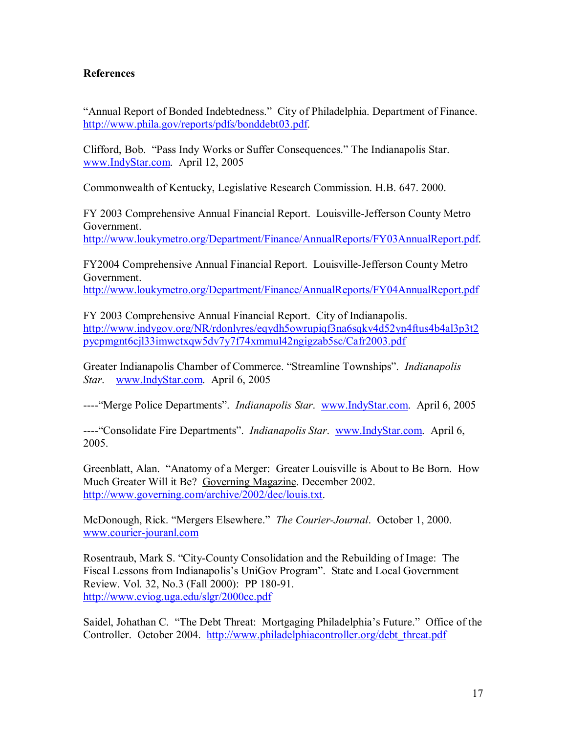**References**

"Annual Report of Bonded Indebtedness." City of Philadelphia. Department of Finance. http://www.phila.gov/reports/pdfs/bonddebt03.pdf.

Clifford, Bob. "Pass Indy Works or Suffer Consequences." The Indianapolis Star. www.IndyStar.com. April 12, 2005

Commonwealth of Kentucky, Legislative Research Commission. H.B. 647. 2000.

FY 2003 Comprehensive Annual Financial Report. Louisville-Jefferson County Metro Government. http://www.loukymetro.org/Department/Finance/AnnualReports/FY03AnnualReport.pdf.

FY2004 Comprehensive Annual Financial Report. Louisville-Jefferson County Metro Government. http://www.loukymetro.org/Department/Finance/AnnualReports/FY04AnnualReport.pdf

FY 2003 Comprehensive Annual Financial Report. City of Indianapolis. http://www.indygov.org/NR/rdonlyres/eqydh5owrupiqf3na6sqkv4d52yn4ftus4b4al3p3t2pycpmgnt6cjl33imwctxqw5dv7y7f74xmmul42ngigzab5sc/Cafr2003.pdf

Greater Indianapolis Chamber of Commerce. "Streamline Townships". *Indianapolis Star*. www.IndyStar.com. April 6, 2005

----"Merge Police Departments". *Indianapolis Star*. www.IndyStar.com. April 6, 2005

----"Consolidate Fire Departments". *Indianapolis Star*. www.IndyStar.com. April 6, 2005.

Greenblatt, Alan. "Anatomy of a Merger: Greater Louisville is About to Be Born. How Much Greater Will it Be? Governing Magazine. December 2002. http://www.governing.com/archive/2002/dec/louis.txt.

McDonough, Rick. "Mergers Elsewhere." *The Courier-Journal*. October 1, 2000. www.courier-jouranl.com

Rosentraub, Mark S. "City-County Consolidation and the Rebuilding of Image: The Fiscal Lessons from Indianapolis's UniGov Program". State and Local Government Review. Vol. 32, No.3 (Fall 2000): PP 180-91. http://www.cviog.uga.edu/slgr/2000cc.pdf

Saidel, Johathan C. "The Debt Threat: Mortgaging Philadelphia's Future." Office of the Controller. October 2004. http://www.philadelphiacontroller.org/debt_threat.pdf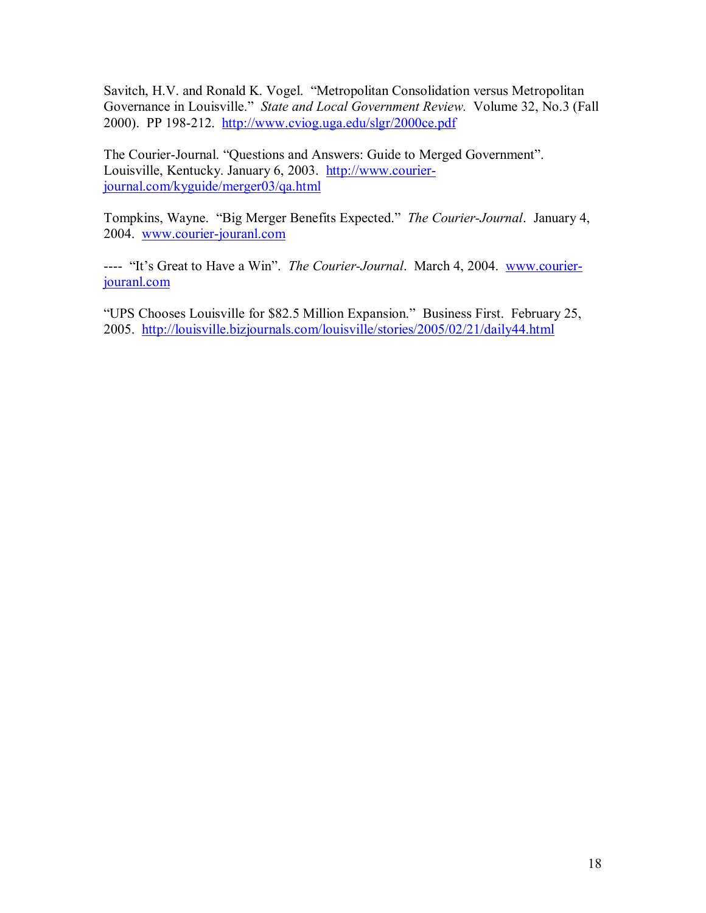Savitch, H.V. and Ronald K. Vogel. "Metropolitan Consolidation versus Metropolitan Governance in Louisville." *State and Local Government Review.* Volume 32, No.3 (Fall 2000). PP 198-212. http://www.cviog.uga.edu/slgr/2000ce.pdf

The Courier-Journal. "Questions and Answers: Guide to Merged Government". Louisville, Kentucky. January 6, 2003. http://www.courier-journal.com/kyguide/merger03/qa.html

Tompkins, Wayne. "Big Merger Benefits Expected." *The Courier-Journal*. January 4, 2004. www.courier-jouranl.com

---- "It's Great to Have a Win". *The Courier-Journal*. March 4, 2004. www.courier-jouranl.com

"UPS Chooses Louisville for $82.5 Million Expansion." Business First. February 25, 2005. http://louisville.bizjournals.com/louisville/stories/2005/02/21/daily44.html